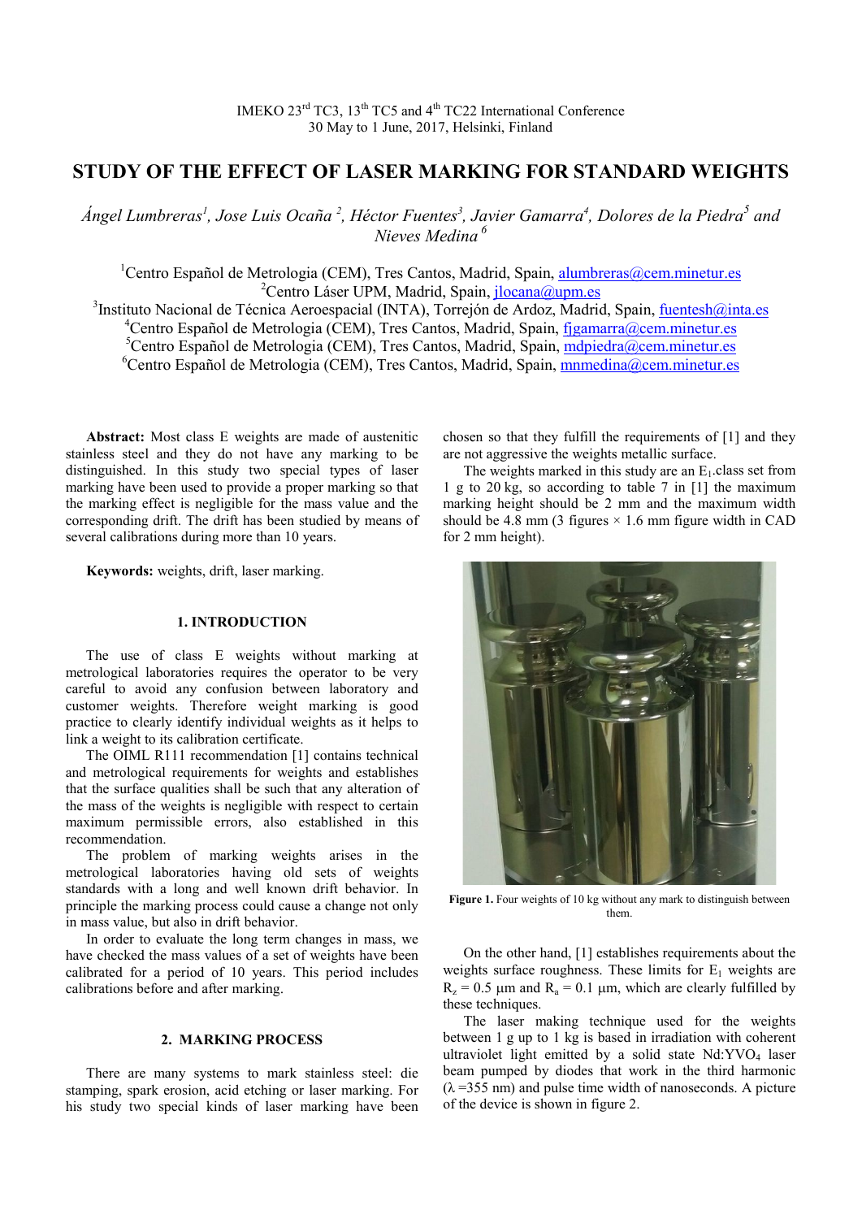IMEKO 23rd TC3, 13th TC5 and 4th TC22 International Conference
30 May to 1 June, 2017, Helsinki, Finland

# STUDY OF THE EFFECT OF LASER MARKING FOR STANDARD WEIGHTS

*Ángel Lumbreras[1], Jose Luis Ocaña [2], Héctor Fuentes[3], Javier Gamarra[4], Dolores de la Piedra[5] and Nieves Medina [6]*

[1]Centro Español de Metrologia (CEM), Tres Cantos, Madrid, Spain, alumbreras@cem.minetur.es
[2]Centro Láser UPM, Madrid, Spain, jlocana@upm.es
[3]Instituto Nacional de Técnica Aeroespacial (INTA), Torrejón de Ardoz, Madrid, Spain, fuentesh@inta.es
[4]Centro Español de Metrologia (CEM), Tres Cantos, Madrid, Spain, fjgamarra@cem.minetur.es
[5]Centro Español de Metrologia (CEM), Tres Cantos, Madrid, Spain, mdpiedra@cem.minetur.es
[6]Centro Español de Metrologia (CEM), Tres Cantos, Madrid, Spain, mnmedina@cem.minetur.es

**Abstract:** Most class E weights are made of austenitic stainless steel and they do not have any marking to be distinguished. In this study two special types of laser marking have been used to provide a proper marking so that the marking effect is negligible for the mass value and the corresponding drift. The drift has been studied by means of several calibrations during more than 10 years.

**Keywords:** weights, drift, laser marking.

## 1. INTRODUCTION

The use of class E weights without marking at metrological laboratories requires the operator to be very careful to avoid any confusion between laboratory and customer weights. Therefore weight marking is good practice to clearly identify individual weights as it helps to link a weight to its calibration certificate.

The OIML R111 recommendation [1] contains technical and metrological requirements for weights and establishes that the surface qualities shall be such that any alteration of the mass of the weights is negligible with respect to certain maximum permissible errors, also established in this recommendation.

The problem of marking weights arises in the metrological laboratories having old sets of weights standards with a long and well known drift behavior. In principle the marking process could cause a change not only in mass value, but also in drift behavior.

In order to evaluate the long term changes in mass, we have checked the mass values of a set of weights have been calibrated for a period of 10 years. This period includes calibrations before and after marking.

## 2. MARKING PROCESS

There are many systems to mark stainless steel: die stamping, spark erosion, acid etching or laser marking. For his study two special kinds of laser marking have been chosen so that they fulfill the requirements of [1] and they are not aggressive the weights metallic surface.

The weights marked in this study are an $E_1$.class set from 1 g to 20 kg, so according to table 7 in [1] the maximum marking height should be 2 mm and the maximum width should be 4.8 mm (3 figures × 1.6 mm figure width in CAD for 2 mm height).

**Figure 1.** Four weights of 10 kg without any mark to distinguish between them.

On the other hand, [1] establishes requirements about the weights surface roughness. These limits for $E_1$ weights are $R_z$ = 0.5 µm and $R_a$ = 0.1 µm, which are clearly fulfilled by these techniques.

The laser making technique used for the weights between 1 g up to 1 kg is based in irradiation with coherent ultraviolet light emitted by a solid state $Nd:YVO_4$ laser beam pumped by diodes that work in the third harmonic ($\lambda$ =355 nm) and pulse time width of nanoseconds. A picture of the device is shown in figure 2.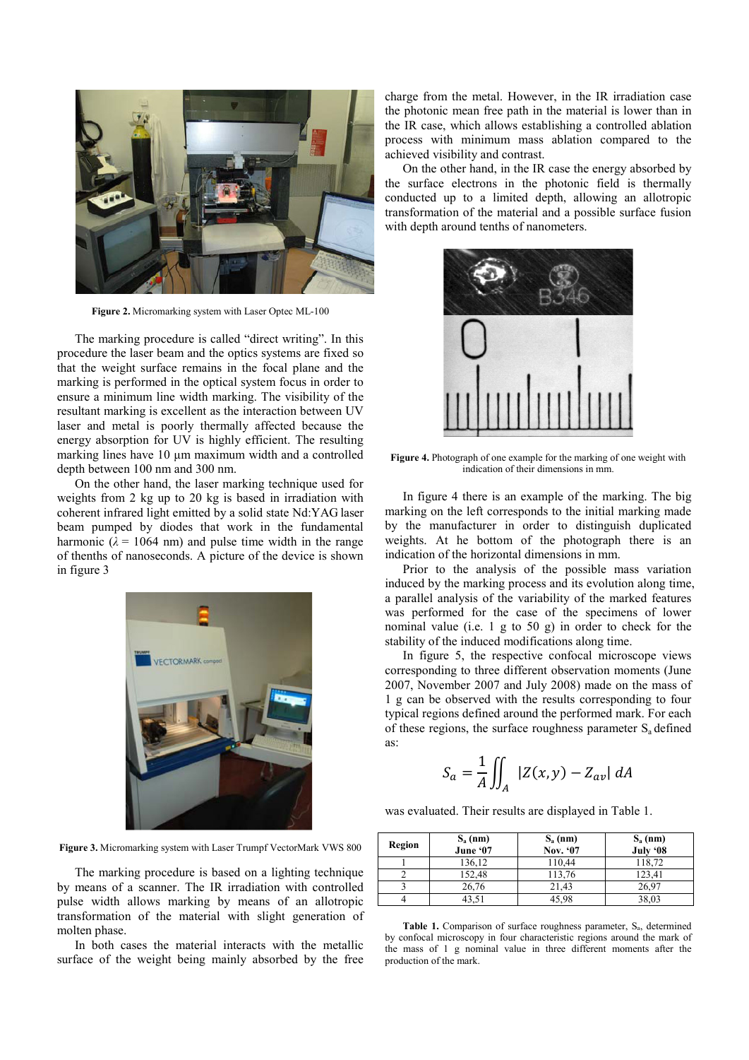Figure 2. Micromarking system with Laser Optec ML-100

The marking procedure is called “direct writing”. In this procedure the laser beam and the optics systems are fixed so that the weight surface remains in the focal plane and the marking is performed in the optical system focus in order to ensure a minimum line width marking. The visibility of the resultant marking is excellent as the interaction between UV laser and metal is poorly thermally affected because the energy absorption for UV is highly efficient. The resulting marking lines have 10 µm maximum width and a controlled depth between 100 nm and 300 nm.

On the other hand, the laser marking technique used for weights from 2 kg up to 20 kg is based in irradiation with coherent infrared light emitted by a solid state Nd:YAG laser beam pumped by diodes that work in the fundamental harmonic ($\lambda$ = 1064 nm) and pulse time width in the range of tenths of nanoseconds. A picture of the device is shown in figure 3

Figure 3. Micromarking system with Laser Trumpf VectorMark VWS 800

The marking procedure is based on a lighting technique by means of a scanner. The IR irradiation with controlled pulse width allows marking by means of an allotropic transformation of the material with slight generation of molten phase.

In both cases the material interacts with the metallic surface of the weight being mainly absorbed by the free charge from the metal. However, in the IR irradiation case the photonic mean free path in the material is lower than in the IR case, which allows establishing a controlled ablation process with minimum mass ablation compared to the achieved visibility and contrast.

On the other hand, in the IR case the energy absorbed by the surface electrons in the photonic field is thermally conducted up to a limited depth, allowing an allotropic transformation of the material and a possible surface fusion with depth around tenths of nanometers.

Figure 4. Photograph of one example for the marking of one weight with indication of their dimensions in mm.

In figure 4 there is an example of the marking. The big marking on the left corresponds to the initial marking made by the manufacturer in order to distinguish duplicated weights. At he bottom of the photograph there is an indication of the horizontal dimensions in mm.

Prior to the analysis of the possible mass variation induced by the marking process and its evolution along time, a parallel analysis of the variability of the marked features was performed for the case of the specimens of lower nominal value (i.e. 1 g to 50 g) in order to check for the stability of the induced modifications along time.

In figure 5, the respective confocal microscope views corresponding to three different observation moments (June 2007, November 2007 and July 2008) made on the mass of 1 g can be observed with the results corresponding to four typical regions defined around the performed mark. For each of these regions, the surface roughness parameter $S_a$ defined as:

$$S_a = \frac{1}{A} \iint_A |Z(x, y) - Z_{av}| \, dA$$

was evaluated. Their results are displayed in Table 1.

| Region | $S_a$ (nm) June ‘07 | $S_a$ (nm) Nov. ‘07 | $S_a$ (nm) July ‘08 |
|---|---|---|---|
| 1 | 136,12 | 110,44 | 118,72 |
| 2 | 152,48 | 113,76 | 123,41 |
| 3 | 26,76 | 21,43 | 26,97 |
| 4 | 43,51 | 45,98 | 38,03 |

Table 1. Comparison of surface roughness parameter, $S_a$, determined by confocal microscopy in four characteristic regions around the mark of the mass of 1 g nominal value in three different moments after the production of the mark.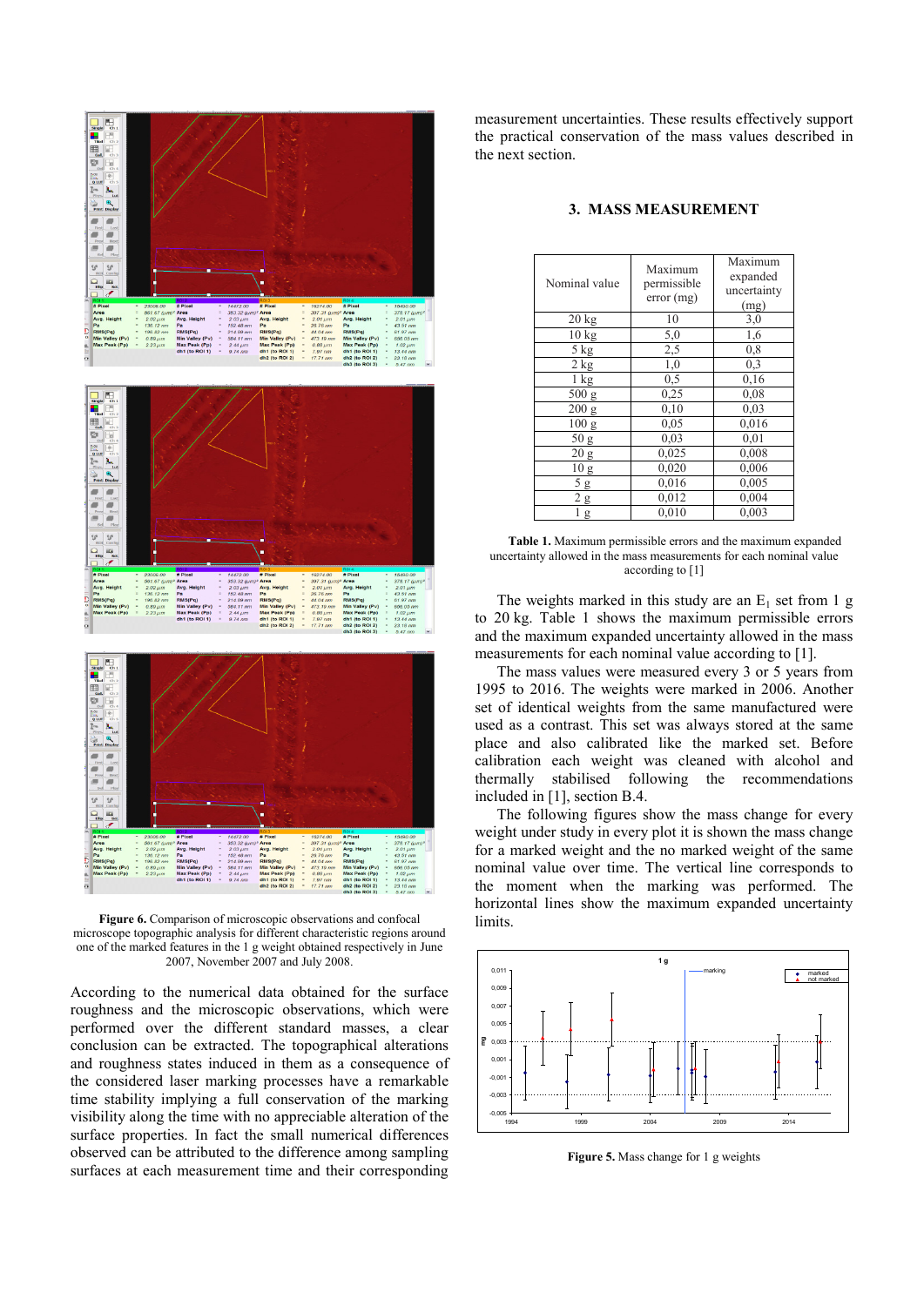Figure 6. Comparison of microscopic observations and confocal microscope topographic analysis for different characteristic regions around one of the marked features in the 1 g weight obtained respectively in June 2007, November 2007 and July 2008.

According to the numerical data obtained for the surface roughness and the microscopic observations, which were performed over the different standard masses, a clear conclusion can be extracted. The topographical alterations and roughness states induced in them as a consequence of the considered laser marking processes have a remarkable time stability implying a full conservation of the marking visibility along the time with no appreciable alteration of the surface properties. In fact the small numerical differences observed can be attributed to the difference among sampling surfaces at each measurement time and their corresponding measurement uncertainties. These results effectively support the practical conservation of the mass values described in the next section.

## 3. MASS MEASUREMENT

| Nominal value | Maximum permissible error (mg) | Maximum expanded uncertainty (mg) |
|---|---|---|
| 20 kg | 10 | 3,0 |
| 10 kg | 5,0 | 1,6 |
| 5 kg | 2,5 | 0,8 |
| 2 kg | 1,0 | 0,3 |
| 1 kg | 0,5 | 0,16 |
| 500 g | 0,25 | 0,08 |
| 200 g | 0,10 | 0,03 |
| 100 g | 0,05 | 0,016 |
| 50 g | 0,03 | 0,01 |
| 20 g | 0,025 | 0,008 |
| 10 g | 0,020 | 0,006 |
| 5 g | 0,016 | 0,005 |
| 2 g | 0,012 | 0,004 |
| 1 g | 0,010 | 0,003 |

**Table 1.** Maximum permissible errors and the maximum expanded uncertainty allowed in the mass measurements for each nominal value according to [1]

The weights marked in this study are an $E_1$ set from 1 g to 20 kg. Table 1 shows the maximum permissible errors and the maximum expanded uncertainty allowed in the mass measurements for each nominal value according to [1].

The mass values were measured every 3 or 5 years from 1995 to 2016. The weights were marked in 2006. Another set of identical weights from the same manufactured were used as a contrast. This set was always stored at the same place and also calibrated like the marked set. Before calibration each weight was cleaned with alcohol and thermally stabilised following the recommendations included in [1], section B.4.

The following figures show the mass change for every weight under study in every plot it is shown the mass change for a marked weight and the no marked weight of the same nominal value over time. The vertical line corresponds to the moment when the marking was performed. The horizontal lines show the maximum expanded uncertainty limits.

**Figure 5.** Mass change for 1 g weights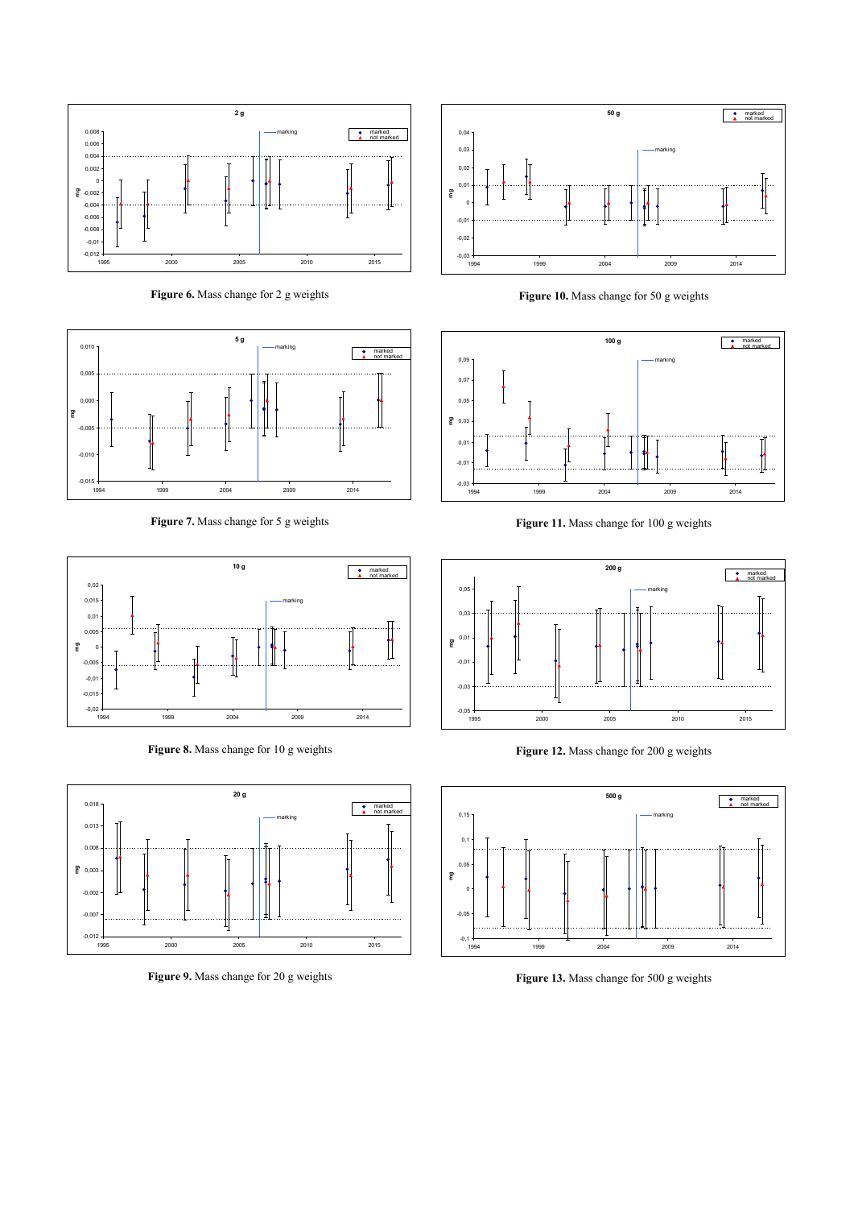**Figure 6.** Mass change for 2 g weights

**Figure 10.** Mass change for 50 g weights

**Figure 7.** Mass change for 5 g weights

**Figure 11.** Mass change for 100 g weights

**Figure 8.** Mass change for 10 g weights

**Figure 12.** Mass change for 200 g weights

**Figure 9.** Mass change for 20 g weights

**Figure 13.** Mass change for 500 g weights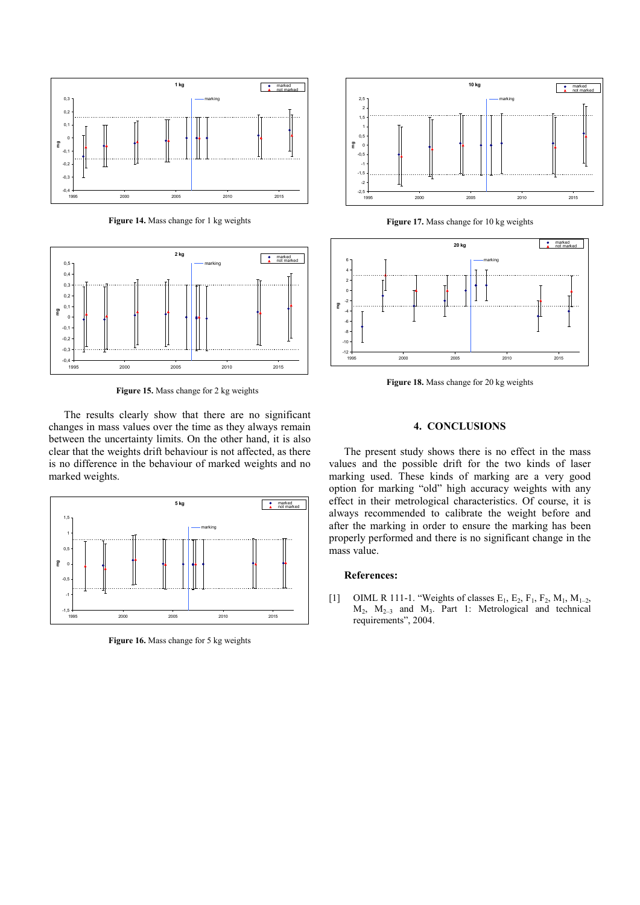1 kg

marked
not marked

marking

mg

0,3
0,2
0,1
0
-0,1
-0,2
-0,3
-0,4

1995 2000 2005 2010 2015

**Figure 14.** Mass change for 1 kg weights

2 kg

marked
not marked

marking

mg

0,5
0,4
0,3
0,2
0,1
0
-0,1
-0,2
-0,3
-0,4

1995 2000 2005 2010 2015

**Figure 15.** Mass change for 2 kg weights

The results clearly show that there are no significant changes in mass values over the time as they always remain between the uncertainty limits. On the other hand, it is also clear that the weights drift behaviour is not affected, as there is no difference in the behaviour of marked weights and no marked weights.

5 kg

marked
not marked

marking

mg

1,5
1
0,5
0
-0,5
-1
-1,5

1995 2000 2005 2010 2015

**Figure 16.** Mass change for 5 kg weights

10 kg

marked
not marked

marking

mg

2,5
2
1,5
1
0,5
0
-0,5
-1
-1,5
-2
-2,5

1995 2000 2005 2010 2015

**Figure 17.** Mass change for 10 kg weights

20 kg

marked
not marked

marking

mg

6
4
2
0
-2
-4
-6
-8
-10
-12

1995 2000 2005 2010 2015

**Figure 18.** Mass change for 20 kg weights

## 4. CONCLUSIONS

The present study shows there is no effect in the mass values and the possible drift for the two kinds of laser marking used. These kinds of marking are a very good option for marking "old" high accuracy weights with any effect in their metrological characteristics. Of course, it is always recommended to calibrate the weight before and after the marking in order to ensure the marking has been properly performed and there is no significant change in the mass value.

### References:

[1] OIML R 111-1. "Weights of classes $E_1$, $E_2$, $F_1$, $F_2$, $M_1$, $M_{1–2}$, $M_2$, $M_{2–3}$ and $M_3$. Part 1: Metrological and technical requirements", 2004.